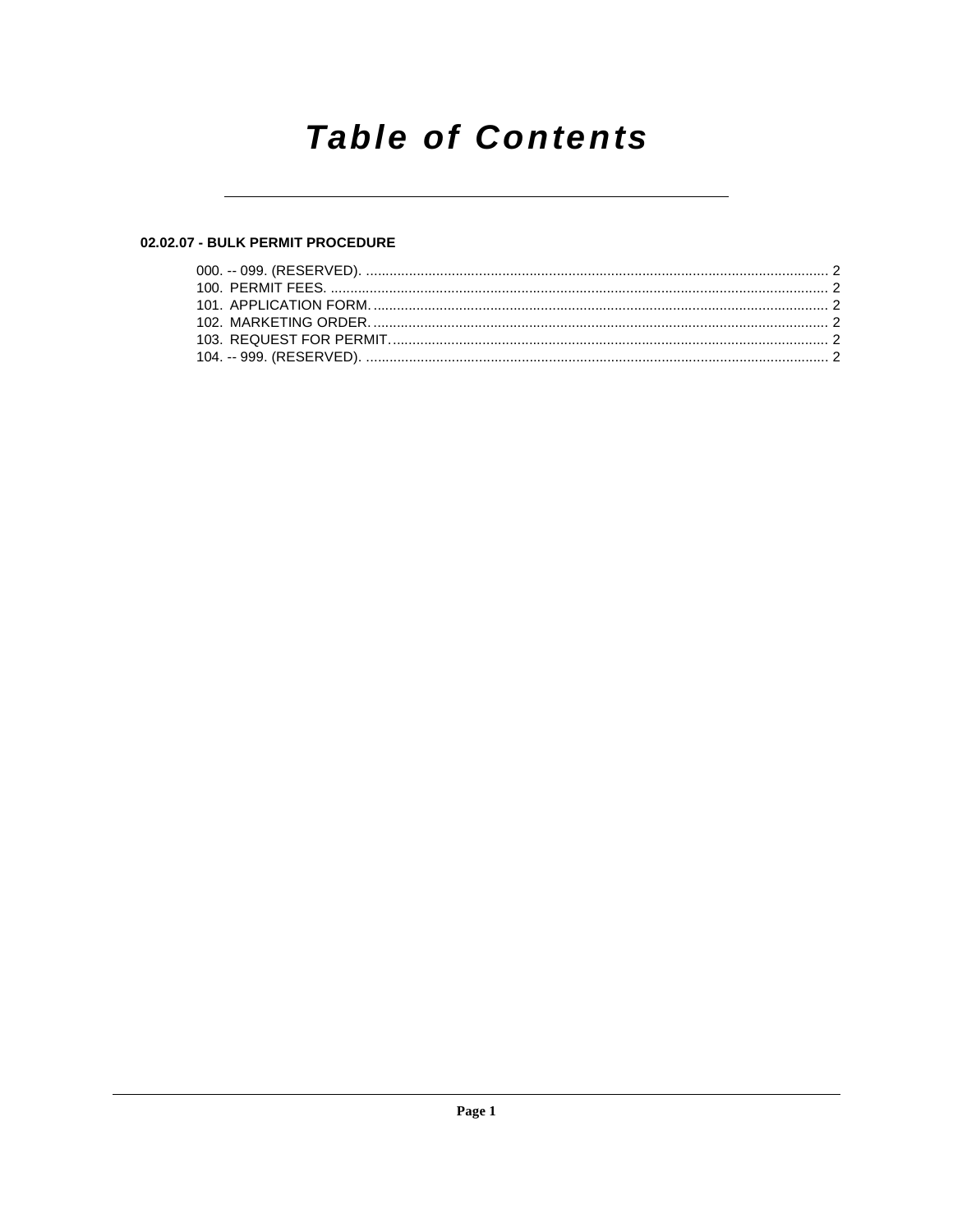# Table of Contents

**02.02.07 - BULK PERMIT PROCEDURE**

000. -- 099. (RESERVED). ........................................................................................................................ 2
100. PERMIT FEES. ................................................................................................................................. 2
101. APPLICATION FORM. ...................................................................................................................... 2
102. MARKETING ORDER. ...................................................................................................................... 2
103. REQUEST FOR PERMIT. .................................................................................................................. 2
104. -- 999. (RESERVED). ........................................................................................................................ 2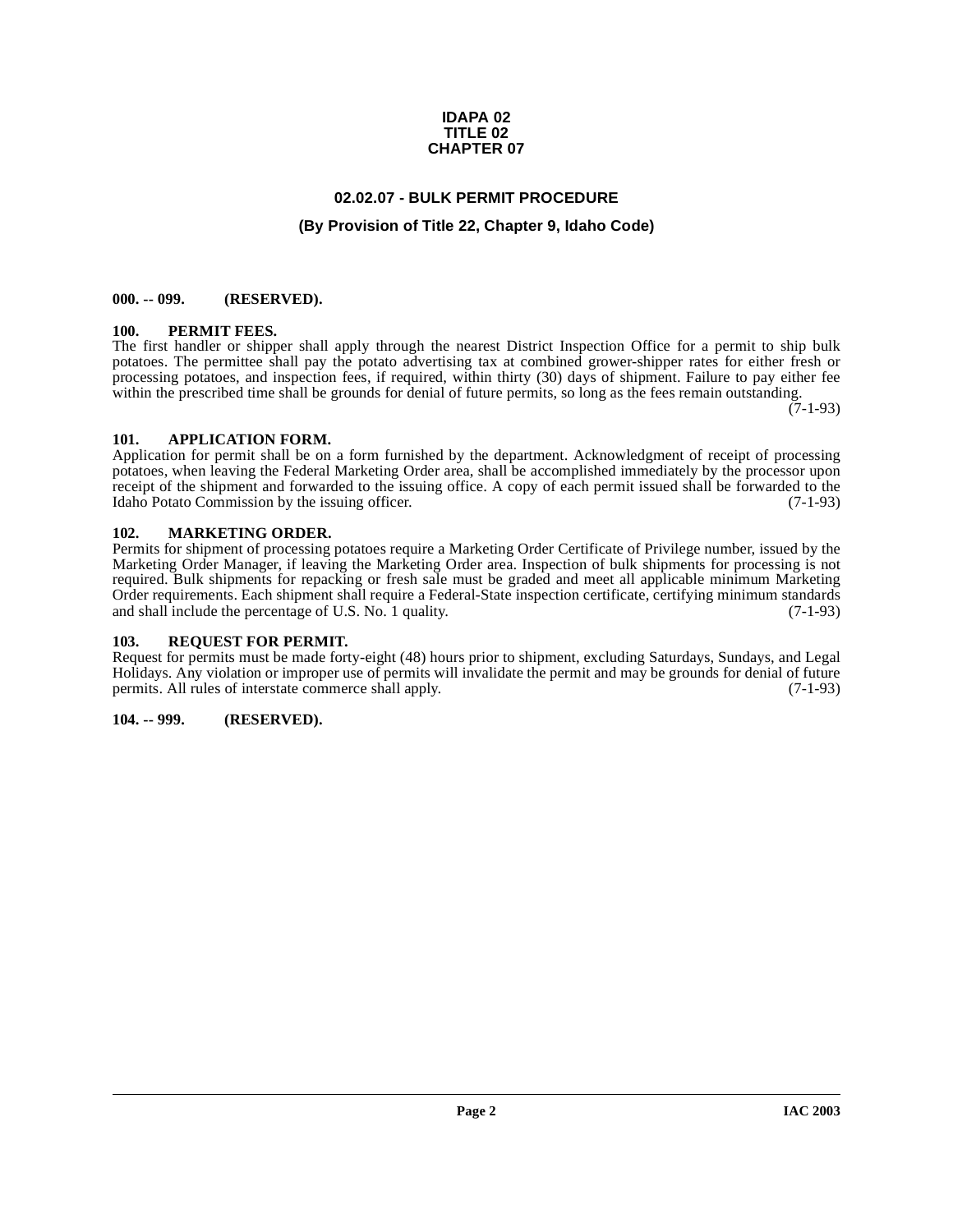**IDAPA 02**
**TITLE 02**
**CHAPTER 07**

# 02.02.07 - BULK PERMIT PROCEDURE

## (By Provision of Title 22, Chapter 9, Idaho Code)

### 000. -- 099. (RESERVED).

### 100. PERMIT FEES.

The first handler or shipper shall apply through the nearest District Inspection Office for a permit to ship bulk potatoes. The permittee shall pay the potato advertising tax at combined grower-shipper rates for either fresh or processing potatoes, and inspection fees, if required, within thirty (30) days of shipment. Failure to pay either fee within the prescribed time shall be grounds for denial of future permits, so long as the fees remain outstanding. (7-1-93)

### 101. APPLICATION FORM.

Application for permit shall be on a form furnished by the department. Acknowledgment of receipt of processing potatoes, when leaving the Federal Marketing Order area, shall be accomplished immediately by the processor upon receipt of the shipment and forwarded to the issuing office. A copy of each permit issued shall be forwarded to the Idaho Potato Commission by the issuing officer. (7-1-93)

### 102. MARKETING ORDER.

Permits for shipment of processing potatoes require a Marketing Order Certificate of Privilege number, issued by the Marketing Order Manager, if leaving the Marketing Order area. Inspection of bulk shipments for processing is not required. Bulk shipments for repacking or fresh sale must be graded and meet all applicable minimum Marketing Order requirements. Each shipment shall require a Federal-State inspection certificate, certifying minimum standards and shall include the percentage of U.S. No. 1 quality. (7-1-93)

### 103. REQUEST FOR PERMIT.

Request for permits must be made forty-eight (48) hours prior to shipment, excluding Saturdays, Sundays, and Legal Holidays. Any violation or improper use of permits will invalidate the permit and may be grounds for denial of future permits. All rules of interstate commerce shall apply. (7-1-93)

### 104. -- 999. (RESERVED).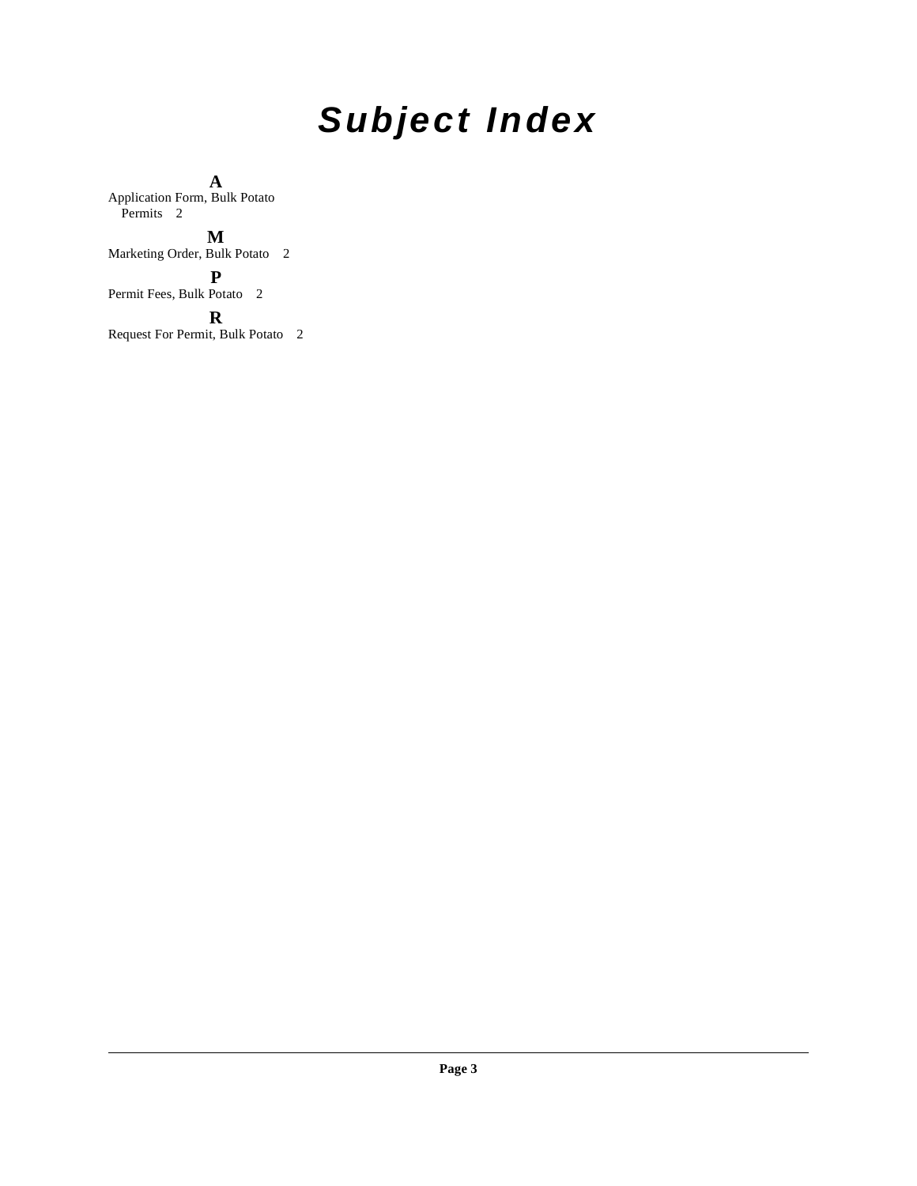# *Subject Index*

**A**

Application Form, Bulk Potato Permits 2

**M**

Marketing Order, Bulk Potato 2

**P**

Permit Fees, Bulk Potato 2

**R**

Request For Permit, Bulk Potato 2